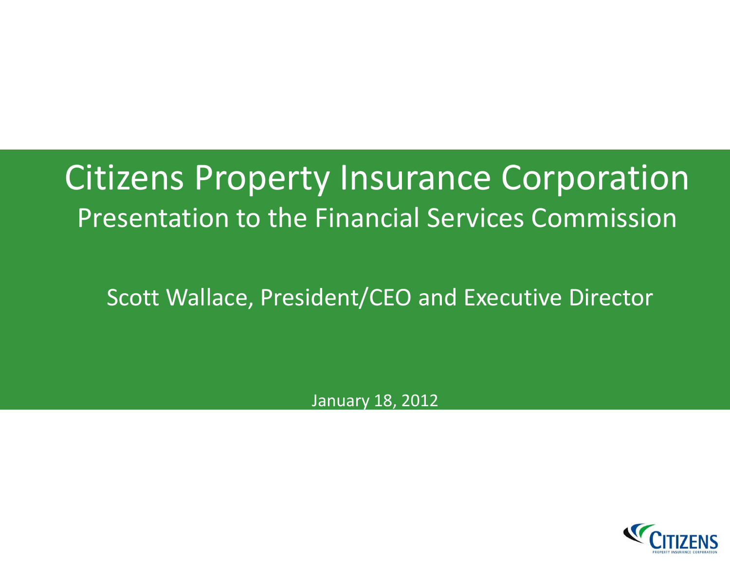# Citizens Property Insurance Corporation

## Presentation to the Financial Services Commission

Scott Wallace, President/CEO and Executive Director

January 18, 2012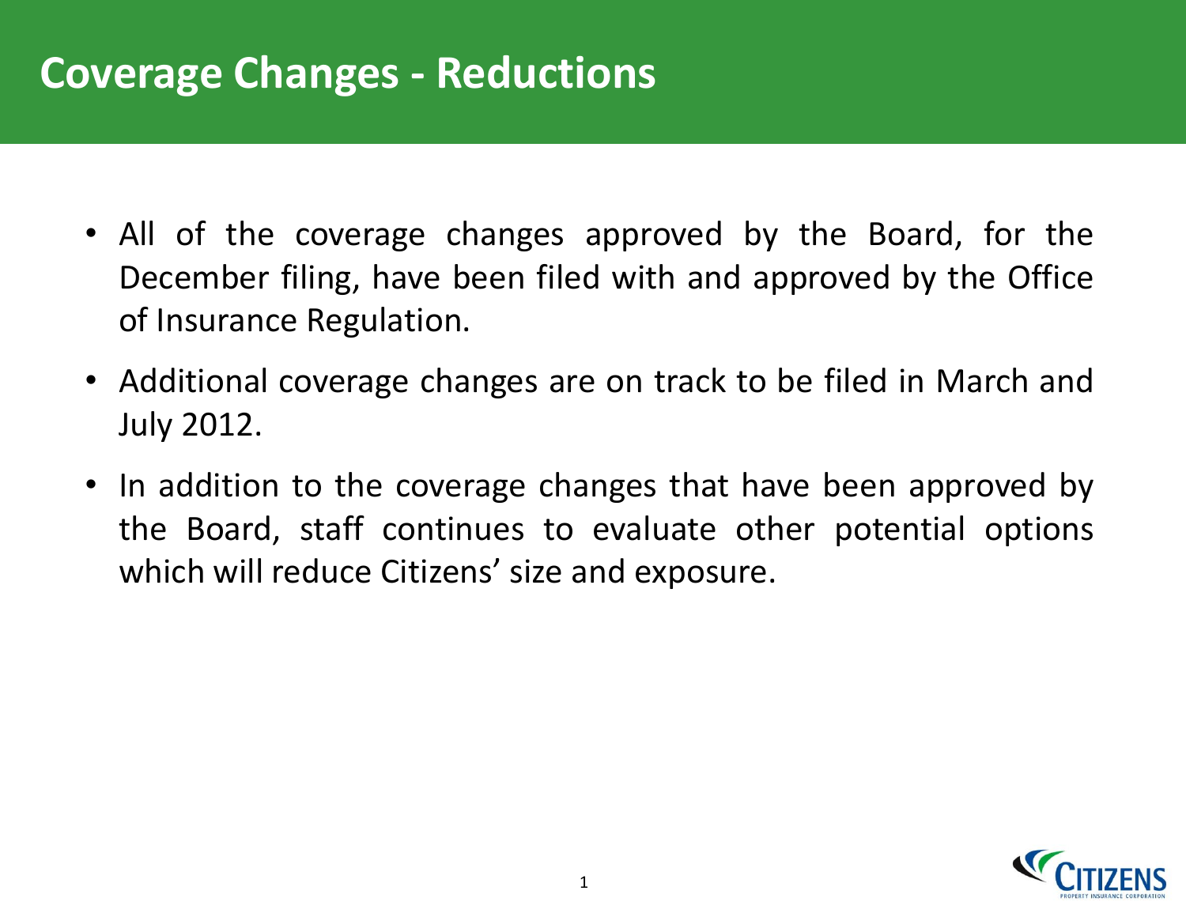# Coverage Changes - Reductions

- All of the coverage changes approved by the Board, for the December filing, have been filed with and approved by the Office of Insurance Regulation.
- Additional coverage changes are on track to be filed in March and July 2012.
- In addition to the coverage changes that have been approved by the Board, staff continues to evaluate other potential options which will reduce Citizens' size and exposure.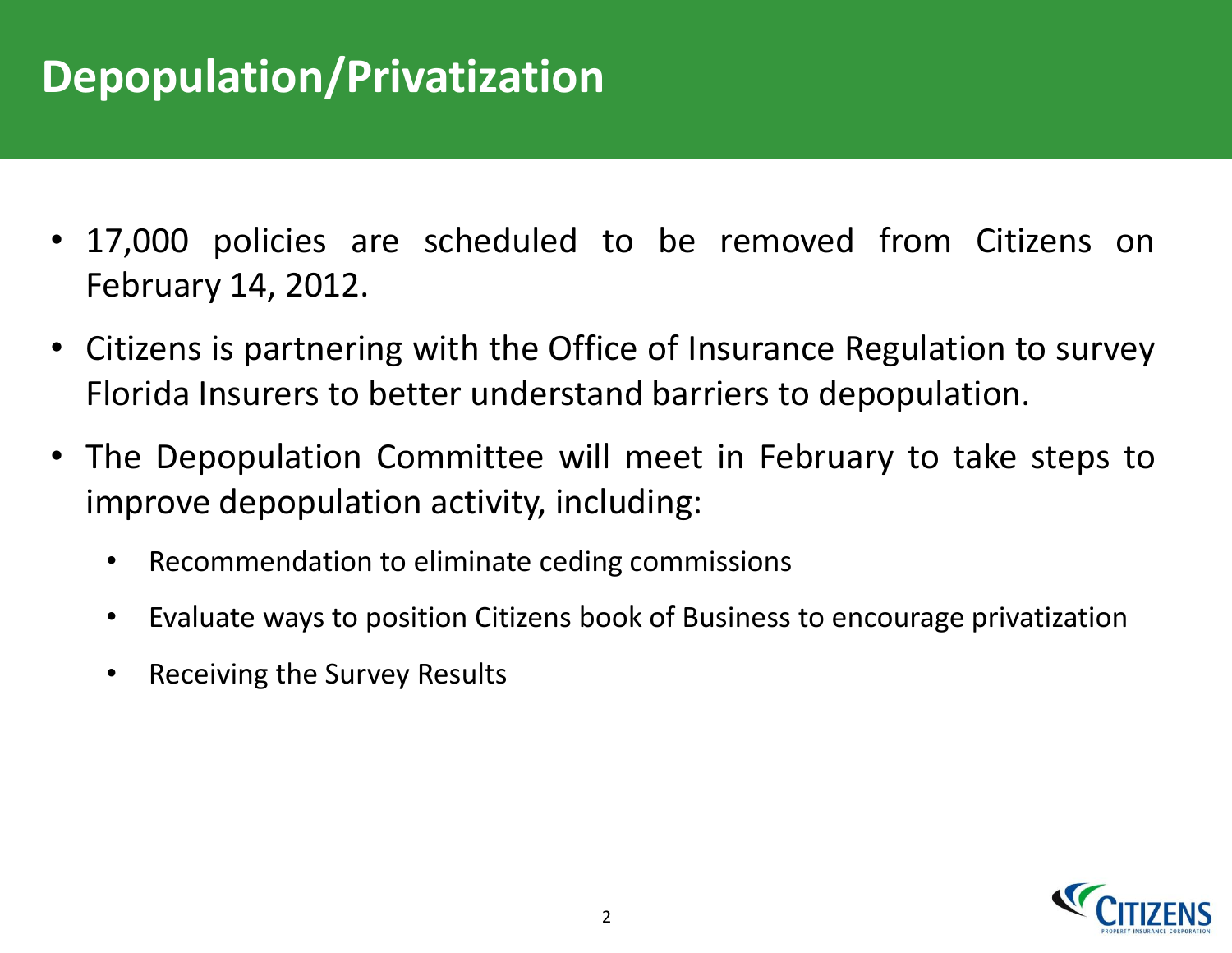# Depopulation/Privatization

- 17,000 policies are scheduled to be removed from Citizens on February 14, 2012.
- Citizens is partnering with the Office of Insurance Regulation to survey Florida Insurers to better understand barriers to depopulation.
- The Depopulation Committee will meet in February to take steps to improve depopulation activity, including:
  - Recommendation to eliminate ceding commissions
  - Evaluate ways to position Citizens book of Business to encourage privatization
  - Receiving the Survey Results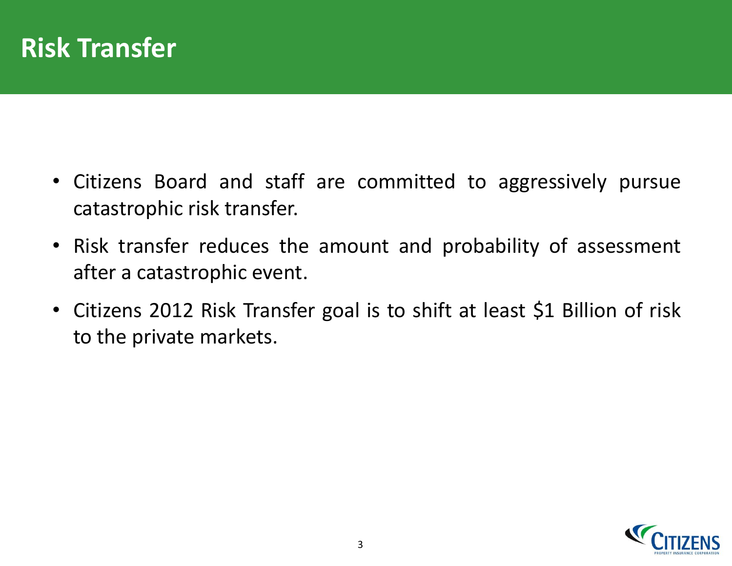# Risk Transfer

- Citizens Board and staff are committed to aggressively pursue catastrophic risk transfer.
- Risk transfer reduces the amount and probability of assessment after a catastrophic event.
- Citizens 2012 Risk Transfer goal is to shift at least $1 Billion of risk to the private markets.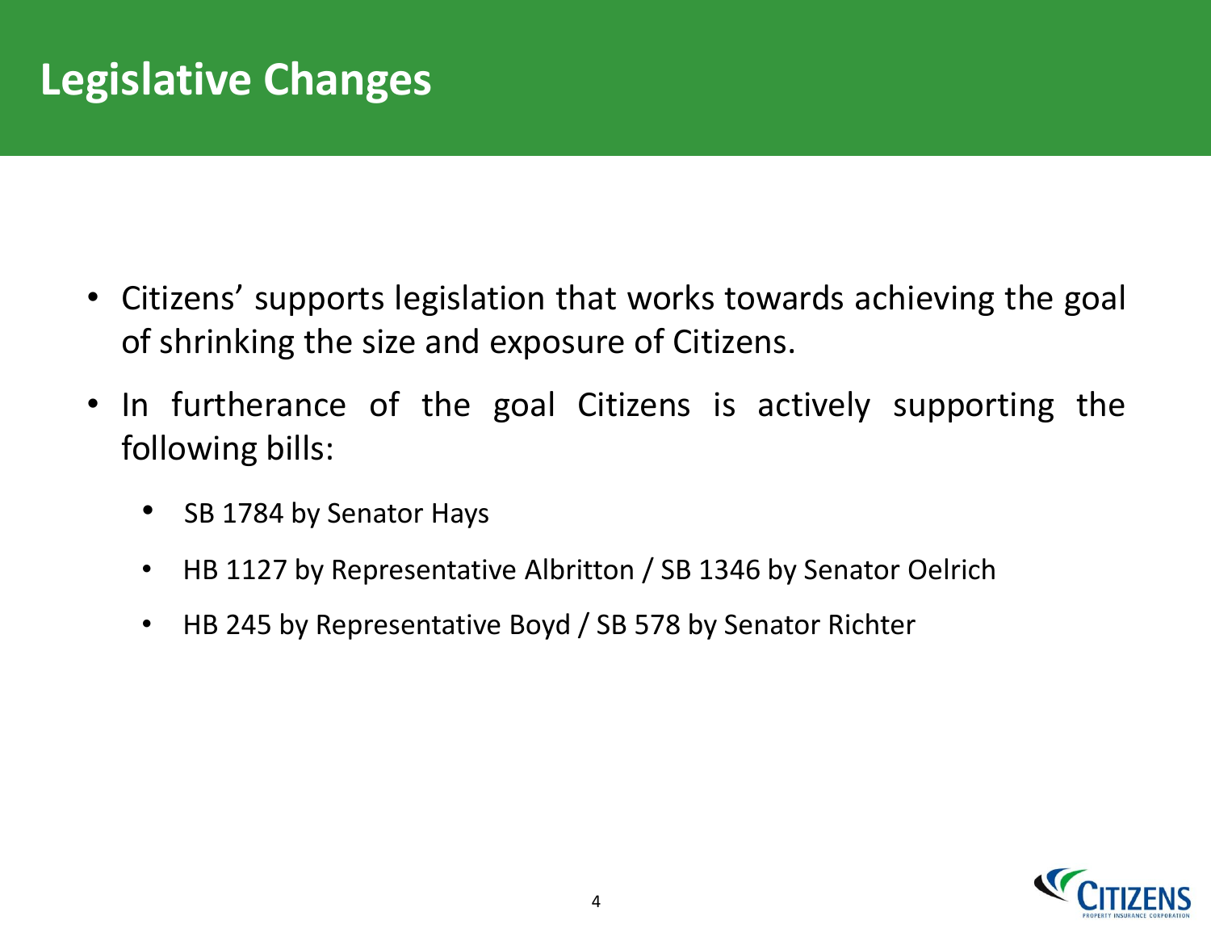# Legislative Changes

- Citizens' supports legislation that works towards achieving the goal of shrinking the size and exposure of Citizens.
- In furtherance of the goal Citizens is actively supporting the following bills:
  - SB 1784 by Senator Hays
  - HB 1127 by Representative Albritton / SB 1346 by Senator Oelrich
  - HB 245 by Representative Boyd / SB 578 by Senator Richter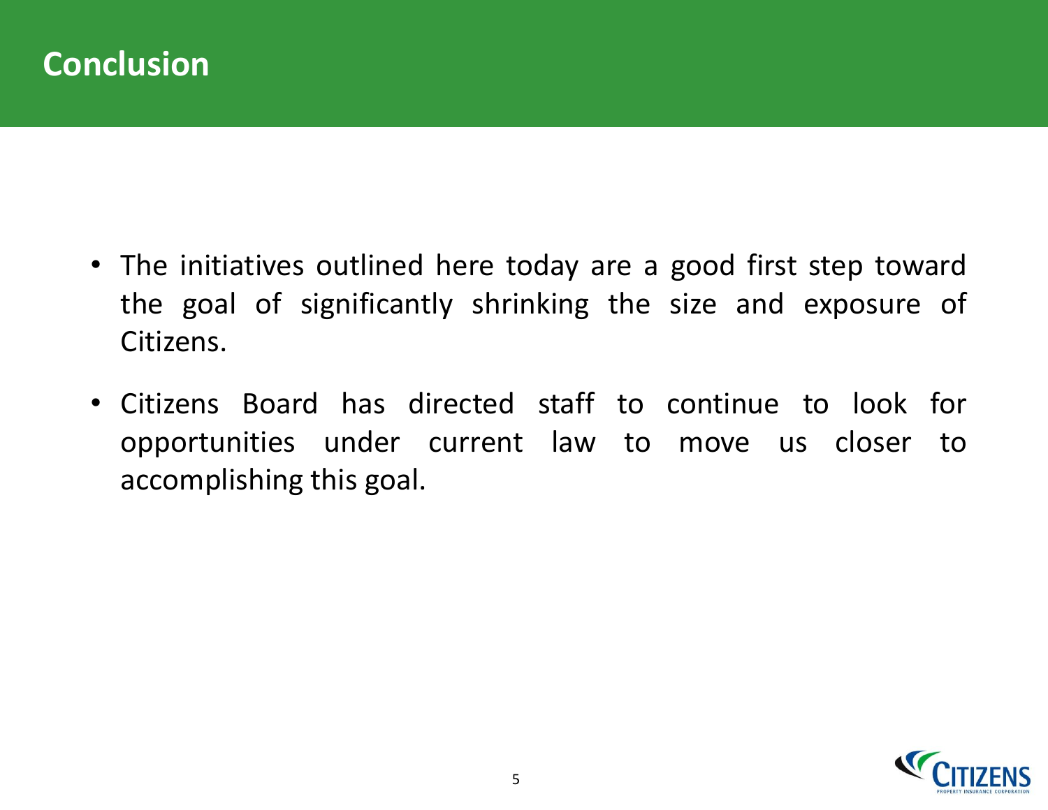# Conclusion

- The initiatives outlined here today are a good first step toward the goal of significantly shrinking the size and exposure of Citizens.
- Citizens Board has directed staff to continue to look for opportunities under current law to move us closer to accomplishing this goal.